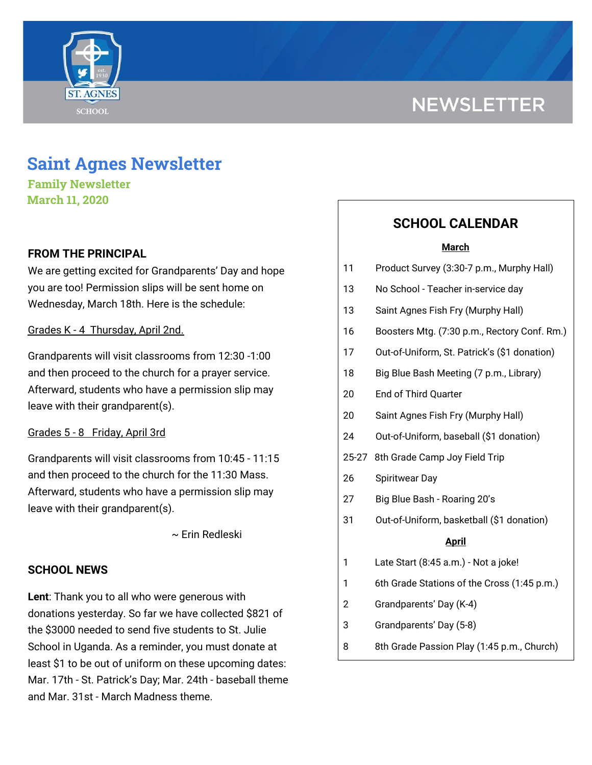NEWSLETTER

# Saint Agnes Newsletter

**Family Newsletter**
**March 11, 2020**

## FROM THE PRINCIPAL

We are getting excited for Grandparents' Day and hope you are too! Permission slips will be sent home on Wednesday, March 18th. Here is the schedule:

Grades K - 4 Thursday, April 2nd.

Grandparents will visit classrooms from 12:30 -1:00 and then proceed to the church for a prayer service. Afterward, students who have a permission slip may leave with their grandparent(s).

Grades 5 - 8 Friday, April 3rd

Grandparents will visit classrooms from 10:45 - 11:15 and then proceed to the church for the 11:30 Mass. Afterward, students who have a permission slip may leave with their grandparent(s).

~ Erin Redleski

## SCHOOL NEWS

**Lent**: Thank you to all who were generous with donations yesterday. So far we have collected $821 of the $3000 needed to send five students to St. Julie School in Uganda. As a reminder, you must donate at least $1 to be out of uniform on these upcoming dates: Mar. 17th - St. Patrick's Day; Mar. 24th - baseball theme and Mar. 31st - March Madness theme.

## SCHOOL CALENDAR

**March**

| | |
|---|---|
| 11 | Product Survey (3:30-7 p.m., Murphy Hall) |
| 13 | No School - Teacher in-service day |
| 13 | Saint Agnes Fish Fry (Murphy Hall) |
| 16 | Boosters Mtg. (7:30 p.m., Rectory Conf. Rm.) |
| 17 | Out-of-Uniform, St. Patrick's ($1 donation) |
| 18 | Big Blue Bash Meeting (7 p.m., Library) |
| 20 | End of Third Quarter |
| 20 | Saint Agnes Fish Fry (Murphy Hall) |
| 24 | Out-of-Uniform, baseball ($1 donation) |
| 25-27 | 8th Grade Camp Joy Field Trip |
| 26 | Spiritwear Day |
| 27 | Big Blue Bash - Roaring 20's |
| 31 | Out-of-Uniform, basketball ($1 donation) |

**April**

| | |
|---|---|
| 1 | Late Start (8:45 a.m.) - Not a joke! |
| 1 | 6th Grade Stations of the Cross (1:45 p.m.) |
| 2 | Grandparents' Day (K-4) |
| 3 | Grandparents' Day (5-8) |
| 8 | 8th Grade Passion Play (1:45 p.m., Church) |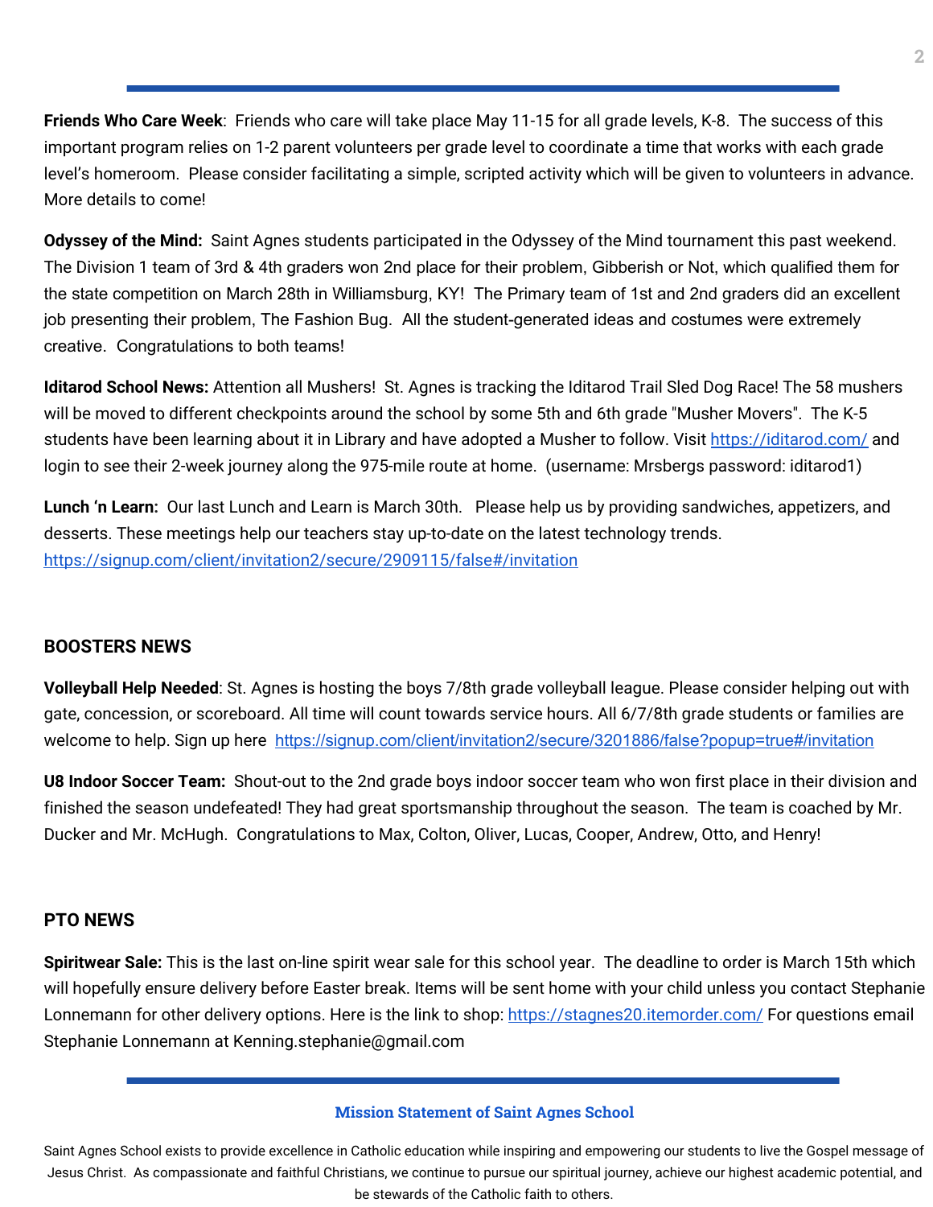**Friends Who Care Week**: Friends who care will take place May 11-15 for all grade levels, K-8. The success of this important program relies on 1-2 parent volunteers per grade level to coordinate a time that works with each grade level's homeroom. Please consider facilitating a simple, scripted activity which will be given to volunteers in advance. More details to come!

**Odyssey of the Mind:** Saint Agnes students participated in the Odyssey of the Mind tournament this past weekend. The Division 1 team of 3rd & 4th graders won 2nd place for their problem, Gibberish or Not, which qualified them for the state competition on March 28th in Williamsburg, KY! The Primary team of 1st and 2nd graders did an excellent job presenting their problem, The Fashion Bug. All the student-generated ideas and costumes were extremely creative. Congratulations to both teams!

**Iditarod School News:** Attention all Mushers! St. Agnes is tracking the Iditarod Trail Sled Dog Race! The 58 mushers will be moved to different checkpoints around the school by some 5th and 6th grade "Musher Movers". The K-5 students have been learning about it in Library and have adopted a Musher to follow. Visit https://iditarod.com/ and login to see their 2-week journey along the 975-mile route at home. (username: Mrsbergs password: iditarod1)

**Lunch 'n Learn:** Our last Lunch and Learn is March 30th. Please help us by providing sandwiches, appetizers, and desserts. These meetings help our teachers stay up-to-date on the latest technology trends. https://signup.com/client/invitation2/secure/2909115/false#/invitation

## BOOSTERS NEWS

**Volleyball Help Needed**: St. Agnes is hosting the boys 7/8th grade volleyball league. Please consider helping out with gate, concession, or scoreboard. All time will count towards service hours. All 6/7/8th grade students or families are welcome to help. Sign up here https://signup.com/client/invitation2/secure/3201886/false?popup=true#/invitation

**U8 Indoor Soccer Team:** Shout-out to the 2nd grade boys indoor soccer team who won first place in their division and finished the season undefeated! They had great sportsmanship throughout the season. The team is coached by Mr. Ducker and Mr. McHugh. Congratulations to Max, Colton, Oliver, Lucas, Cooper, Andrew, Otto, and Henry!

## PTO NEWS

**Spiritwear Sale:** This is the last on-line spirit wear sale for this school year. The deadline to order is March 15th which will hopefully ensure delivery before Easter break. Items will be sent home with your child unless you contact Stephanie Lonnemann for other delivery options. Here is the link to shop: https://stagnes20.itemorder.com/ For questions email Stephanie Lonnemann at Kenning.stephanie@gmail.com

**Mission Statement of Saint Agnes School**

Saint Agnes School exists to provide excellence in Catholic education while inspiring and empowering our students to live the Gospel message of Jesus Christ. As compassionate and faithful Christians, we continue to pursue our spiritual journey, achieve our highest academic potential, and be stewards of the Catholic faith to others.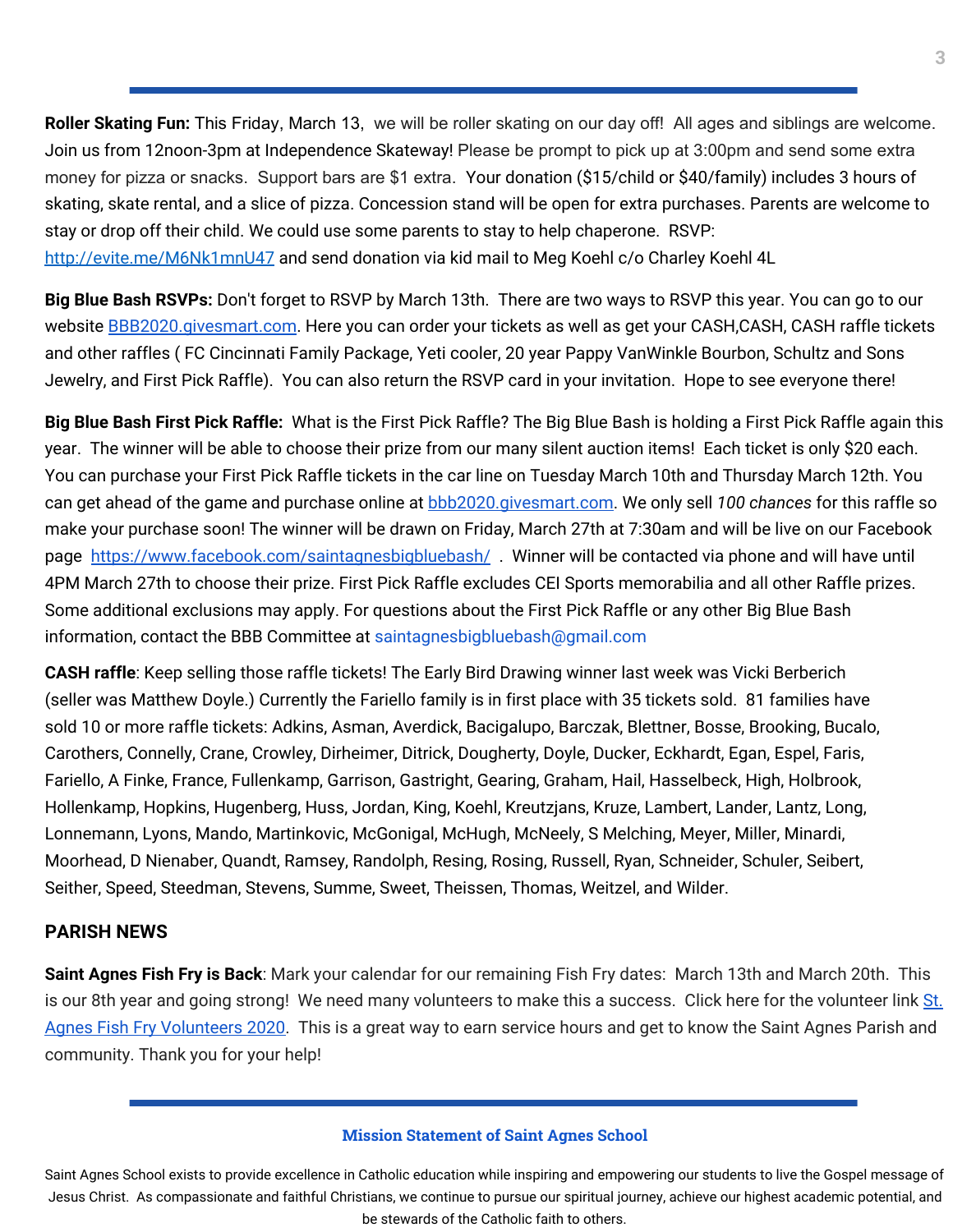**Roller Skating Fun:** This Friday, March 13, we will be roller skating on our day off! All ages and siblings are welcome. Join us from 12noon-3pm at Independence Skateway! Please be prompt to pick up at 3:00pm and send some extra money for pizza or snacks. Support bars are $1 extra. Your donation ($15/child or $40/family) includes 3 hours of skating, skate rental, and a slice of pizza. Concession stand will be open for extra purchases. Parents are welcome to stay or drop off their child. We could use some parents to stay to help chaperone. RSVP: http://evite.me/M6Nk1mnU47 and send donation via kid mail to Meg Koehl c/o Charley Koehl 4L

**Big Blue Bash RSVPs:** Don't forget to RSVP by March 13th. There are two ways to RSVP this year. You can go to our website BBB2020.givesmart.com. Here you can order your tickets as well as get your CASH,CASH, CASH raffle tickets and other raffles ( FC Cincinnati Family Package, Yeti cooler, 20 year Pappy VanWinkle Bourbon, Schultz and Sons Jewelry, and First Pick Raffle). You can also return the RSVP card in your invitation. Hope to see everyone there!

**Big Blue Bash First Pick Raffle:** What is the First Pick Raffle? The Big Blue Bash is holding a First Pick Raffle again this year. The winner will be able to choose their prize from our many silent auction items! Each ticket is only $20 each. You can purchase your First Pick Raffle tickets in the car line on Tuesday March 10th and Thursday March 12th. You can get ahead of the game and purchase online at bbb2020.givesmart.com. We only sell *100 chances* for this raffle so make your purchase soon! The winner will be drawn on Friday, March 27th at 7:30am and will be live on our Facebook page https://www.facebook.com/saintagnesbigbluebash/ . Winner will be contacted via phone and will have until 4PM March 27th to choose their prize. First Pick Raffle excludes CEI Sports memorabilia and all other Raffle prizes. Some additional exclusions may apply. For questions about the First Pick Raffle or any other Big Blue Bash information, contact the BBB Committee at saintagnesbigbluebash@gmail.com

**CASH raffle**: Keep selling those raffle tickets! The Early Bird Drawing winner last week was Vicki Berberich (seller was Matthew Doyle.) Currently the Fariello family is in first place with 35 tickets sold. 81 families have sold 10 or more raffle tickets: Adkins, Asman, Averdick, Bacigalupo, Barczak, Blettner, Bosse, Brooking, Bucalo, Carothers, Connelly, Crane, Crowley, Dirheimer, Ditrick, Dougherty, Doyle, Ducker, Eckhardt, Egan, Espel, Faris, Fariello, A Finke, France, Fullenkamp, Garrison, Gastright, Gearing, Graham, Hail, Hasselbeck, High, Holbrook, Hollenkamp, Hopkins, Hugenberg, Huss, Jordan, King, Koehl, Kreutzjans, Kruze, Lambert, Lander, Lantz, Long, Lonnemann, Lyons, Mando, Martinkovic, McGonigal, McHugh, McNeely, S Melching, Meyer, Miller, Minardi, Moorhead, D Nienaber, Quandt, Ramsey, Randolph, Resing, Rosing, Russell, Ryan, Schneider, Schuler, Seibert, Seither, Speed, Steedman, Stevens, Summe, Sweet, Theissen, Thomas, Weitzel, and Wilder.

## PARISH NEWS

**Saint Agnes Fish Fry is Back**: Mark your calendar for our remaining Fish Fry dates: March 13th and March 20th. This is our 8th year and going strong! We need many volunteers to make this a success. Click here for the volunteer link St. Agnes Fish Fry Volunteers 2020. This is a great way to earn service hours and get to know the Saint Agnes Parish and community. Thank you for your help!

---

**Mission Statement of Saint Agnes School**

Saint Agnes School exists to provide excellence in Catholic education while inspiring and empowering our students to live the Gospel message of Jesus Christ. As compassionate and faithful Christians, we continue to pursue our spiritual journey, achieve our highest academic potential, and be stewards of the Catholic faith to others.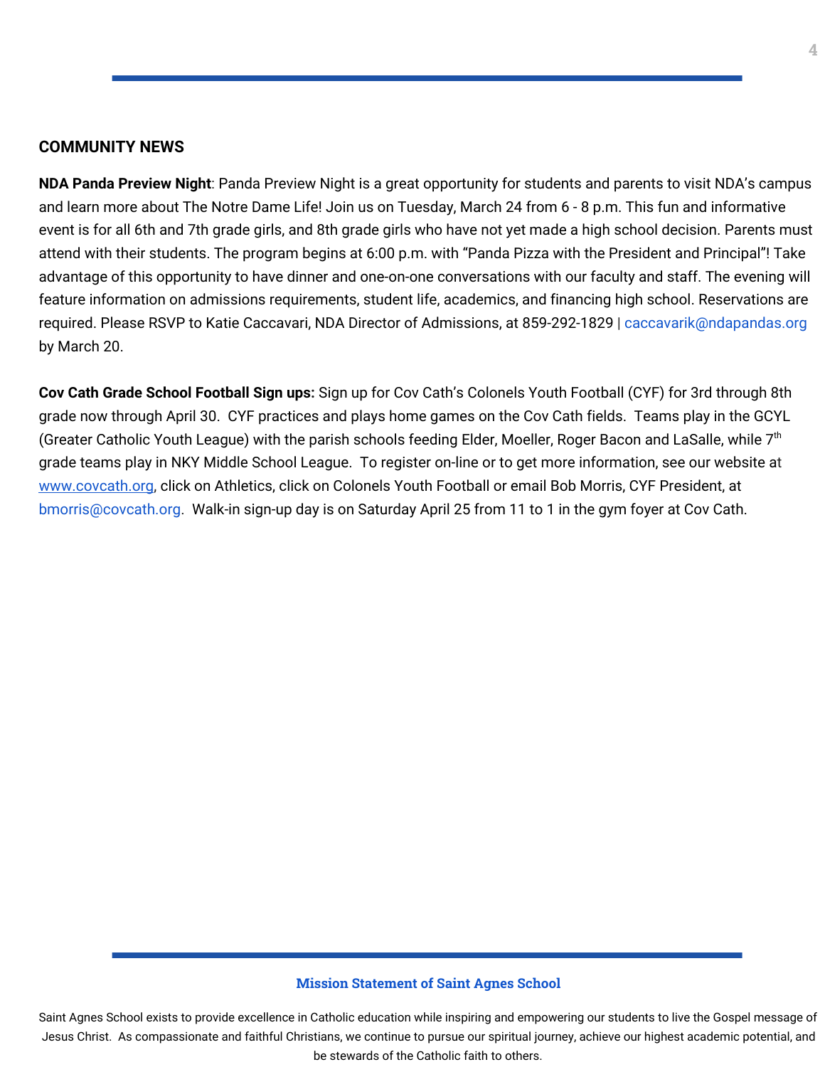## COMMUNITY NEWS

**NDA Panda Preview Night**: Panda Preview Night is a great opportunity for students and parents to visit NDA's campus and learn more about The Notre Dame Life! Join us on Tuesday, March 24 from 6 - 8 p.m. This fun and informative event is for all 6th and 7th grade girls, and 8th grade girls who have not yet made a high school decision. Parents must attend with their students. The program begins at 6:00 p.m. with "Panda Pizza with the President and Principal"! Take advantage of this opportunity to have dinner and one-on-one conversations with our faculty and staff. The evening will feature information on admissions requirements, student life, academics, and financing high school. Reservations are required. Please RSVP to Katie Caccavari, NDA Director of Admissions, at 859-292-1829 | caccavarik@ndapandas.org by March 20.

**Cov Cath Grade School Football Sign ups:** Sign up for Cov Cath's Colonels Youth Football (CYF) for 3rd through 8th grade now through April 30. CYF practices and plays home games on the Cov Cath fields. Teams play in the GCYL (Greater Catholic Youth League) with the parish schools feeding Elder, Moeller, Roger Bacon and LaSalle, while 7th grade teams play in NKY Middle School League. To register on-line or to get more information, see our website at www.covcath.org, click on Athletics, click on Colonels Youth Football or email Bob Morris, CYF President, at bmorris@covcath.org. Walk-in sign-up day is on Saturday April 25 from 11 to 1 in the gym foyer at Cov Cath.

**Mission Statement of Saint Agnes School**

Saint Agnes School exists to provide excellence in Catholic education while inspiring and empowering our students to live the Gospel message of Jesus Christ. As compassionate and faithful Christians, we continue to pursue our spiritual journey, achieve our highest academic potential, and be stewards of the Catholic faith to others.